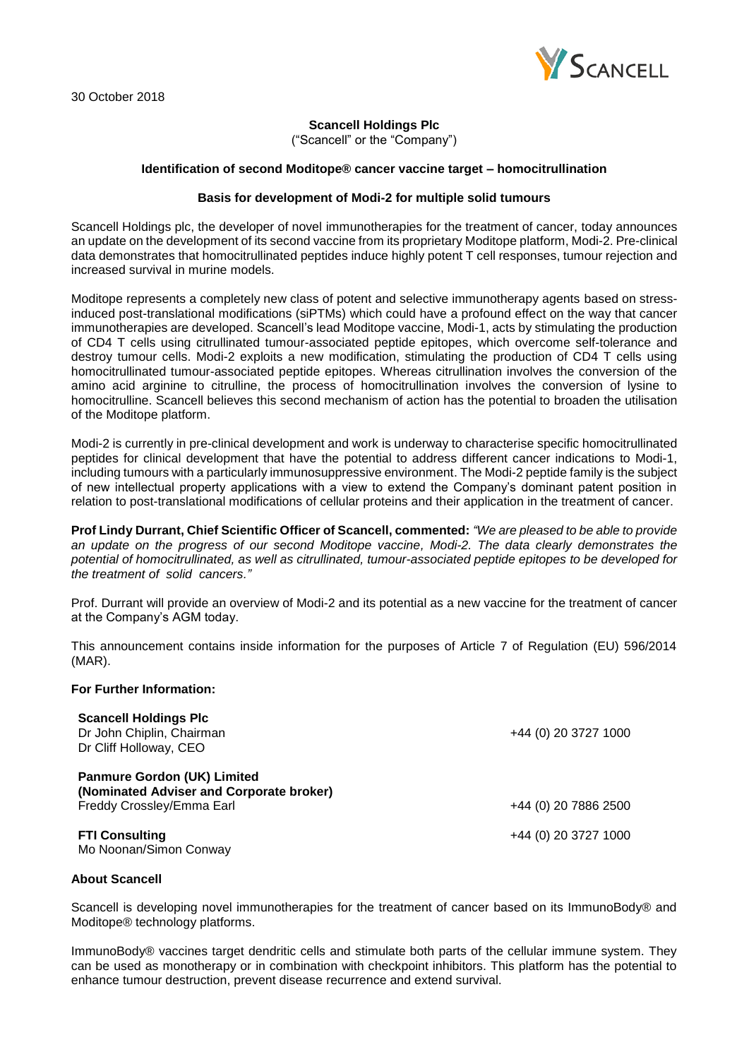30 October 2018

**Scancell Holdings Plc**
("Scancell" or the "Company")

**Identification of second Moditope® cancer vaccine target – homocitrullination**

**Basis for development of Modi-2 for multiple solid tumours**

Scancell Holdings plc, the developer of novel immunotherapies for the treatment of cancer, today announces an update on the development of its second vaccine from its proprietary Moditope platform, Modi-2. Pre-clinical data demonstrates that homocitrullinated peptides induce highly potent T cell responses, tumour rejection and increased survival in murine models.

Moditope represents a completely new class of potent and selective immunotherapy agents based on stress-induced post-translational modifications (siPTMs) which could have a profound effect on the way that cancer immunotherapies are developed. Scancell's lead Moditope vaccine, Modi-1, acts by stimulating the production of CD4 T cells using citrullinated tumour-associated peptide epitopes, which overcome self-tolerance and destroy tumour cells. Modi-2 exploits a new modification, stimulating the production of CD4 T cells using homocitrullinated tumour-associated peptide epitopes. Whereas citrullination involves the conversion of the amino acid arginine to citrulline, the process of homocitrullination involves the conversion of lysine to homocitrulline. Scancell believes this second mechanism of action has the potential to broaden the utilisation of the Moditope platform.

Modi-2 is currently in pre-clinical development and work is underway to characterise specific homocitrullinated peptides for clinical development that have the potential to address different cancer indications to Modi-1, including tumours with a particularly immunosuppressive environment. The Modi-2 peptide family is the subject of new intellectual property applications with a view to extend the Company's dominant patent position in relation to post-translational modifications of cellular proteins and their application in the treatment of cancer.

**Prof Lindy Durrant, Chief Scientific Officer of Scancell, commented:** *"We are pleased to be able to provide an update on the progress of our second Moditope vaccine, Modi-2. The data clearly demonstrates the potential of homocitrullinated, as well as citrullinated, tumour-associated peptide epitopes to be developed for the treatment of solid cancers."*

Prof. Durrant will provide an overview of Modi-2 and its potential as a new vaccine for the treatment of cancer at the Company's AGM today.

This announcement contains inside information for the purposes of Article 7 of Regulation (EU) 596/2014 (MAR).

**For Further Information:**

| | |
|---|---|
| **Scancell Holdings Plc**<br>Dr John Chiplin, Chairman<br>Dr Cliff Holloway, CEO | +44 (0) 20 3727 1000 |
| **Panmure Gordon (UK) Limited**<br>**(Nominated Adviser and Corporate broker)**<br>Freddy Crossley/Emma Earl | +44 (0) 20 7886 2500 |
| **FTI Consulting**<br>Mo Noonan/Simon Conway | +44 (0) 20 3727 1000 |

**About Scancell**

Scancell is developing novel immunotherapies for the treatment of cancer based on its ImmunoBody® and Moditope® technology platforms.

ImmunoBody® vaccines target dendritic cells and stimulate both parts of the cellular immune system. They can be used as monotherapy or in combination with checkpoint inhibitors. This platform has the potential to enhance tumour destruction, prevent disease recurrence and extend survival.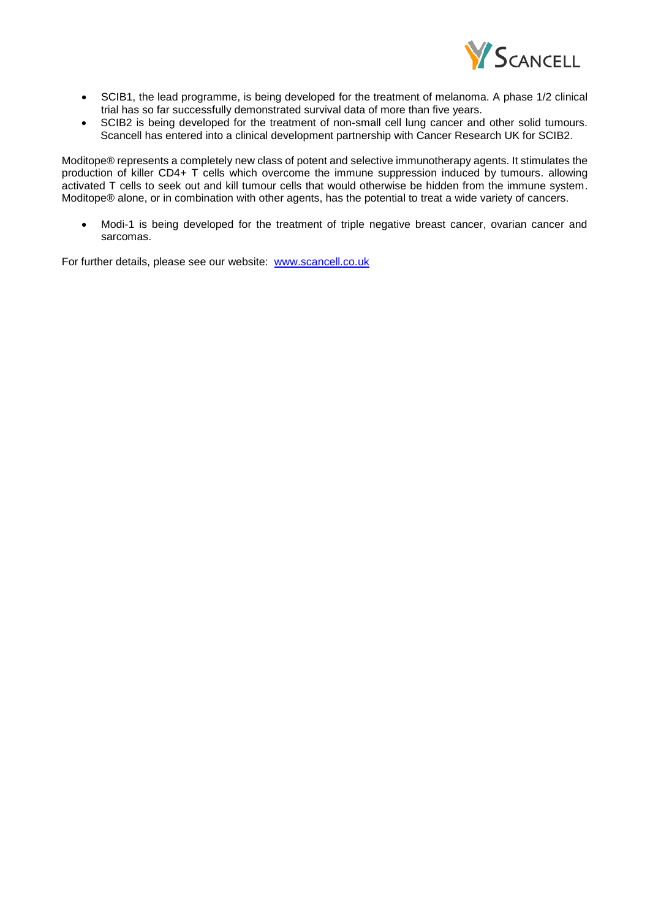- SCIB1, the lead programme, is being developed for the treatment of melanoma. A phase 1/2 clinical trial has so far successfully demonstrated survival data of more than five years.
- SCIB2 is being developed for the treatment of non-small cell lung cancer and other solid tumours. Scancell has entered into a clinical development partnership with Cancer Research UK for SCIB2.

Moditope® represents a completely new class of potent and selective immunotherapy agents. It stimulates the production of killer CD4+ T cells which overcome the immune suppression induced by tumours. allowing activated T cells to seek out and kill tumour cells that would otherwise be hidden from the immune system. Moditope® alone, or in combination with other agents, has the potential to treat a wide variety of cancers.

- Modi-1 is being developed for the treatment of triple negative breast cancer, ovarian cancer and sarcomas.

For further details, please see our website: [www.scancell.co.uk](http://www.scancell.co.uk)